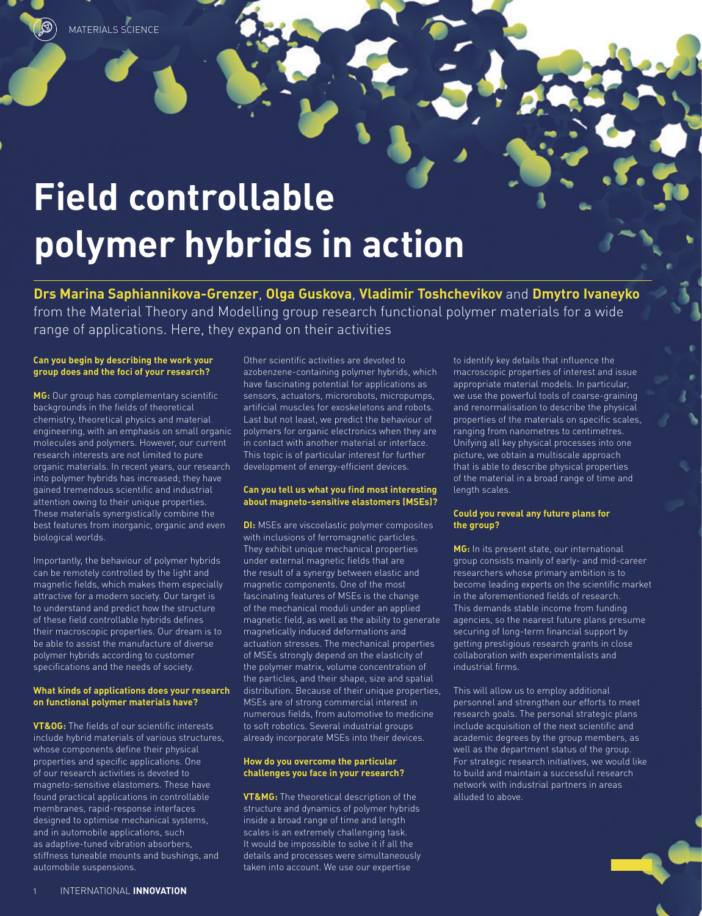# Field controllable polymer hybrids in action

**Drs Marina Saphiannikova-Grenzer**, **Olga Guskova**, **Vladimir Toshchevikov** and **Dmytro Ivaneyko** from the Material Theory and Modelling group research functional polymer materials for a wide range of applications. Here, they expand on their activities

**Can you begin by describing the work your group does and the foci of your research?**

**MG:** Our group has complementary scientific backgrounds in the fields of theoretical chemistry, theoretical physics and material engineering, with an emphasis on small organic molecules and polymers. However, our current research interests are not limited to pure organic materials. In recent years, our research into polymer hybrids has increased; they have gained tremendous scientific and industrial attention owing to their unique properties. These materials synergistically combine the best features from inorganic, organic and even biological worlds.

Importantly, the behaviour of polymer hybrids can be remotely controlled by the light and magnetic fields, which makes them especially attractive for a modern society. Our target is to understand and predict how the structure of these field controllable hybrids defines their macroscopic properties. Our dream is to be able to assist the manufacture of diverse polymer hybrids according to customer specifications and the needs of society.

**What kinds of applications does your research on functional polymer materials have?**

**VT&OG:** The fields of our scientific interests include hybrid materials of various structures, whose components define their physical properties and specific applications. One of our research activities is devoted to magneto-sensitive elastomers. These have found practical applications in controllable membranes, rapid-response interfaces designed to optimise mechanical systems, and in automobile applications, such as adaptive-tuned vibration absorbers, stiffness tuneable mounts and bushings, and automobile suspensions.

Other scientific activities are devoted to azobenzene-containing polymer hybrids, which have fascinating potential for applications as sensors, actuators, microrobots, micropumps, artificial muscles for exoskeletons and robots. Last but not least, we predict the behaviour of polymers for organic electronics when they are in contact with another material or interface. This topic is of particular interest for further development of energy-efficient devices.

**Can you tell us what you find most interesting about magneto-sensitive elastomers (MSEs)?**

**DI:** MSEs are viscoelastic polymer composites with inclusions of ferromagnetic particles. They exhibit unique mechanical properties under external magnetic fields that are the result of a synergy between elastic and magnetic components. One of the most fascinating features of MSEs is the change of the mechanical moduli under an applied magnetic field, as well as the ability to generate magnetically induced deformations and actuation stresses. The mechanical properties of MSEs strongly depend on the elasticity of the polymer matrix, volume concentration of the particles, and their shape, size and spatial distribution. Because of their unique properties, MSEs are of strong commercial interest in numerous fields, from automotive to medicine to soft robotics. Several industrial groups already incorporate MSEs into their devices.

**How do you overcome the particular challenges you face in your research?**

**VT&MG:** The theoretical description of the structure and dynamics of polymer hybrids inside a broad range of time and length scales is an extremely challenging task. It would be impossible to solve it if all the details and processes were simultaneously taken into account. We use our expertise to identify key details that influence the macroscopic properties of interest and issue appropriate material models. In particular, we use the powerful tools of coarse-graining and renormalisation to describe the physical properties of the materials on specific scales, ranging from nanometres to centimetres. Unifying all key physical processes into one picture, we obtain a multiscale approach that is able to describe physical properties of the material in a broad range of time and length scales.

**Could you reveal any future plans for the group?**

**MG:** In its present state, our international group consists mainly of early- and mid-career researchers whose primary ambition is to become leading experts on the scientific market in the aforementioned fields of research. This demands stable income from funding agencies, so the nearest future plans presume securing of long-term financial support by getting prestigious research grants in close collaboration with experimentalists and industrial firms.

This will allow us to employ additional personnel and strengthen our efforts to meet research goals. The personal strategic plans include acquisition of the next scientific and academic degrees by the group members, as well as the department status of the group. For strategic research initiatives, we would like to build and maintain a successful research network with industrial partners in areas alluded to above.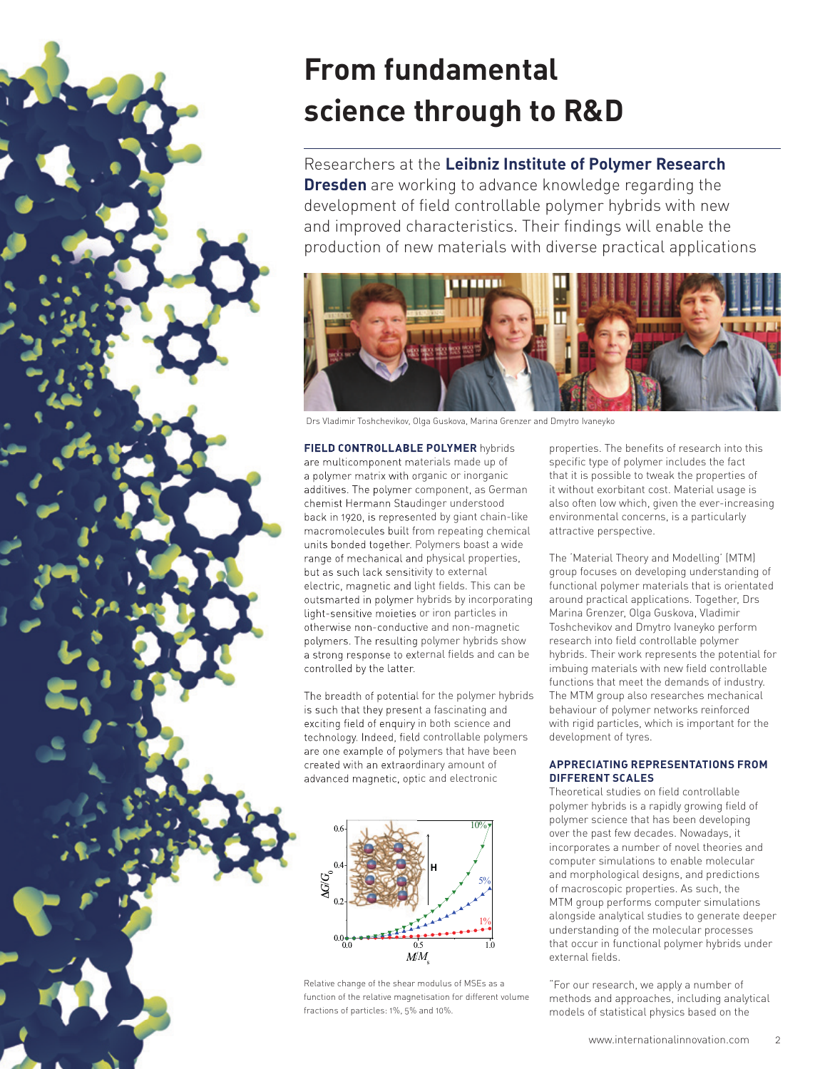# From fundamental science through to R&D

Researchers at the **Leibniz Institute of Polymer Research Dresden** are working to advance knowledge regarding the development of field controllable polymer hybrids with new and improved characteristics. Their findings will enable the production of new materials with diverse practical applications

Drs Vladimir Toshchevikov, Olga Guskova, Marina Grenzer and Dmytro Ivaneyko

**FIELD CONTROLLABLE POLYMER** hybrids are multicomponent materials made up of a polymer matrix with organic or inorganic additives. The polymer component, as German chemist Hermann Staudinger understood back in 1920, is represented by giant chain-like macromolecules built from repeating chemical units bonded together. Polymers boast a wide range of mechanical and physical properties, but as such lack sensitivity to external electric, magnetic and light fields. This can be outsmarted in polymer hybrids by incorporating light-sensitive moieties or iron particles in otherwise non-conductive and non-magnetic polymers. The resulting polymer hybrids show a strong response to external fields and can be controlled by the latter.

The breadth of potential for the polymer hybrids is such that they present a fascinating and exciting field of enquiry in both science and technology. Indeed, field controllable polymers are one example of polymers that have been created with an extraordinary amount of advanced magnetic, optic and electronic properties. The benefits of research into this specific type of polymer includes the fact that it is possible to tweak the properties of it without exorbitant cost. Material usage is also often low which, given the ever-increasing environmental concerns, is a particularly attractive perspective.

0.6
0.4
0.2
0.0
$\Delta G/G_0$
H
10%
5%
1%
0.0
0.5
1.0
$M/M_s$

Relative change of the shear modulus of MSEs as a function of the relative magnetisation for different volume fractions of particles: 1%, 5% and 10%.

The 'Material Theory and Modelling' (MTM) group focuses on developing understanding of functional polymer materials that is orientated around practical applications. Together, Drs Marina Grenzer, Olga Guskova, Vladimir Toshchevikov and Dmytro Ivaneyko perform research into field controllable polymer hybrids. Their work represents the potential for imbuing materials with new field controllable functions that meet the demands of industry. The MTM group also researches mechanical behaviour of polymer networks reinforced with rigid particles, which is important for the development of tyres.

### APPRECIATING REPRESENTATIONS FROM DIFFERENT SCALES

Theoretical studies on field controllable polymer hybrids is a rapidly growing field of polymer science that has been developing over the past few decades. Nowadays, it incorporates a number of novel theories and computer simulations to enable molecular and morphological designs, and predictions of macroscopic properties. As such, the MTM group performs computer simulations alongside analytical studies to generate deeper understanding of the molecular processes that occur in functional polymer hybrids under external fields.

"For our research, we apply a number of methods and approaches, including analytical models of statistical physics based on the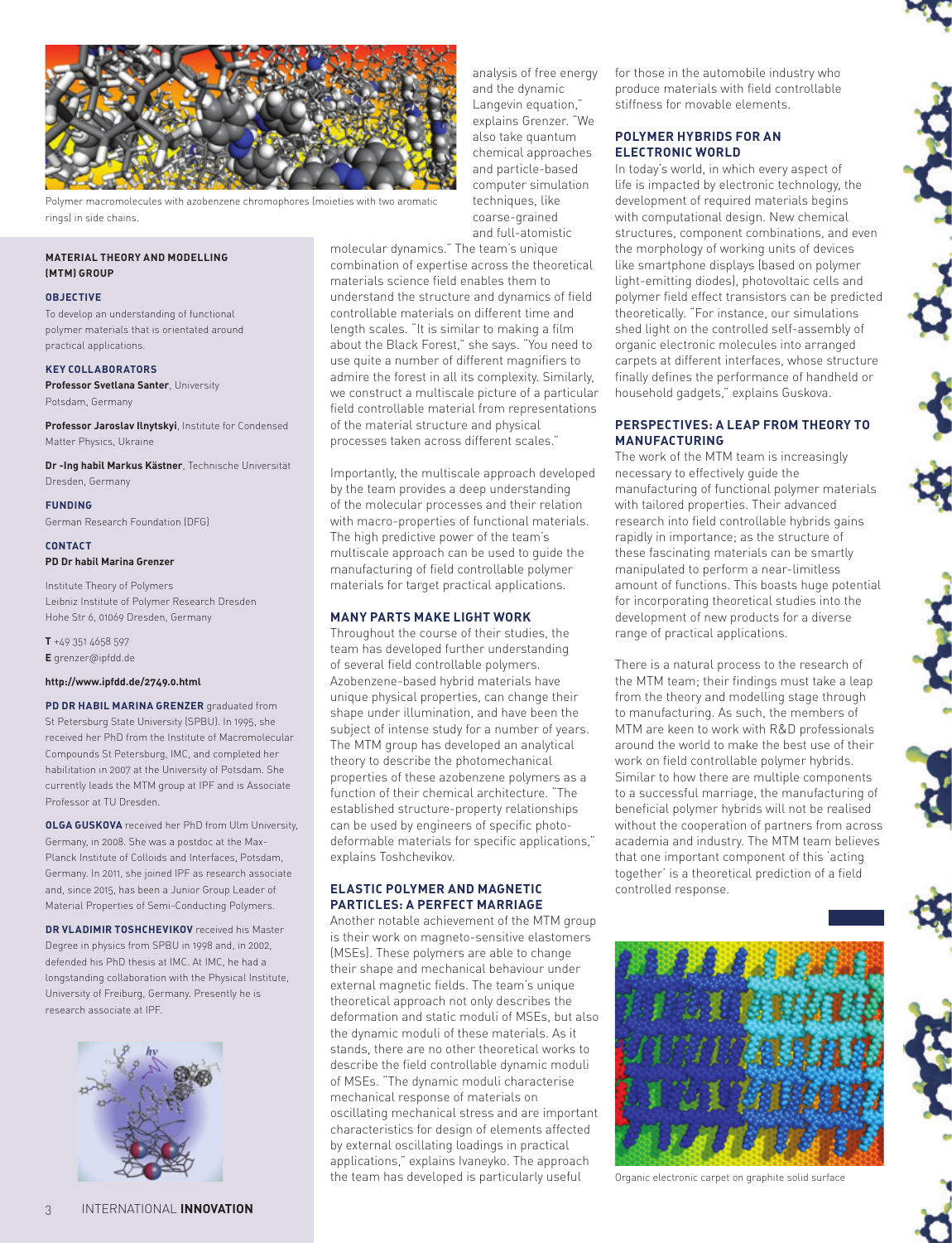Polymer macromolecules with azobenzene chromophores (moieties with two aromatic rings) in side chains.

### MATERIAL THEORY AND MODELLING (MTM) GROUP

**OBJECTIVE**

To develop an understanding of functional polymer materials that is orientated around practical applications.

**KEY COLLABORATORS**

**Professor Svetlana Santer**, University Potsdam, Germany

**Professor Jaroslav Ilnytskyi**, Institute for Condensed Matter Physics, Ukraine

**Dr -Ing habil Markus Kästner**, Technische Universität Dresden, Germany

**FUNDING**

German Research Foundation (DFG)

**CONTACT**

**PD Dr habil Marina Grenzer**

Institute Theory of Polymers
Leibniz Institute of Polymer Research Dresden
Hohe Str 6, 01069 Dresden, Germany

**T** +49 351 4658 597
**E** grenzer@ipfdd.de

**http://www.ipfdd.de/2749.0.html**

**PD DR HABIL MARINA GRENZER** graduated from St Petersburg State University (SPBU). In 1995, she received her PhD from the Institute of Macromolecular Compounds St Petersburg, IMC, and completed her habilitation in 2007 at the University of Potsdam. She currently leads the MTM group at IPF and is Associate Professor at TU Dresden.

**OLGA GUSKOVA** received her PhD from Ulm University, Germany, in 2008. She was a postdoc at the Max-Planck Institute of Colloids and Interfaces, Potsdam, Germany. In 2011, she joined IPF as research associate and, since 2015, has been a Junior Group Leader of Material Properties of Semi-Conducting Polymers.

**DR VLADIMIR TOSHCHEVIKOV** received his Master Degree in physics from SPBU in 1998 and, in 2002, defended his PhD thesis at IMC. At IMC, he had a longstanding collaboration with the Physical Institute, University of Freiburg, Germany. Presently he is research associate at IPF.

analysis of free energy and the dynamic Langevin equation," explains Grenzer. "We also take quantum chemical approaches and particle-based computer simulation techniques, like coarse-grained and full-atomistic molecular dynamics." The team's unique combination of expertise across the theoretical materials science field enables them to understand the structure and dynamics of field controllable materials on different time and length scales. "It is similar to making a film about the Black Forest," she says. "You need to use quite a number of different magnifiers to admire the forest in all its complexity. Similarly, we construct a multiscale picture of a particular field controllable material from representations of the material structure and physical processes taken across different scales."

Importantly, the multiscale approach developed by the team provides a deep understanding of the molecular processes and their relation with macro-properties of functional materials. The high predictive power of the team's multiscale approach can be used to guide the manufacturing of field controllable polymer materials for target practical applications.

## MANY PARTS MAKE LIGHT WORK

Throughout the course of their studies, the team has developed further understanding of several field controllable polymers. Azobenzene-based hybrid materials have unique physical properties, can change their shape under illumination, and have been the subject of intense study for a number of years. The MTM group has developed an analytical theory to describe the photomechanical properties of these azobenzene polymers as a function of their chemical architecture. "The established structure-property relationships can be used by engineers of specific photo-deformable materials for specific applications," explains Toshchevikov.

## ELASTIC POLYMER AND MAGNETIC PARTICLES: A PERFECT MARRIAGE

Another notable achievement of the MTM group is their work on magneto-sensitive elastomers (MSEs). These polymers are able to change their shape and mechanical behaviour under external magnetic fields. The team's unique theoretical approach not only describes the deformation and static moduli of MSEs, but also the dynamic moduli of these materials. As it stands, there are no other theoretical works to describe the field controllable dynamic moduli of MSEs. "The dynamic moduli characterise mechanical response of materials on oscillating mechanical stress and are important characteristics for design of elements affected by external oscillating loadings in practical applications," explains Ivaneyko. The approach the team has developed is particularly useful for those in the automobile industry who produce materials with field controllable stiffness for movable elements.

## POLYMER HYBRIDS FOR AN ELECTRONIC WORLD

In today's world, in which every aspect of life is impacted by electronic technology, the development of required materials begins with computational design. New chemical structures, component combinations, and even the morphology of working units of devices like smartphone displays (based on polymer light-emitting diodes), photovoltaic cells and polymer field effect transistors can be predicted theoretically. "For instance, our simulations shed light on the controlled self-assembly of organic electronic molecules into arranged carpets at different interfaces, whose structure finally defines the performance of handheld or household gadgets," explains Guskova.

## PERSPECTIVES: A LEAP FROM THEORY TO MANUFACTURING

The work of the MTM team is increasingly necessary to effectively guide the manufacturing of functional polymer materials with tailored properties. Their advanced research into field controllable hybrids gains rapidly in importance; as the structure of these fascinating materials can be smartly manipulated to perform a near-limitless amount of functions. This boasts huge potential for incorporating theoretical studies into the development of new products for a diverse range of practical applications.

There is a natural process to the research of the MTM team; their findings must take a leap from the theory and modelling stage through to manufacturing. As such, the members of MTM are keen to work with R&D professionals around the world to make the best use of their work on field controllable polymer hybrids. Similar to how there are multiple components to a successful marriage, the manufacturing of beneficial polymer hybrids will not be realised without the cooperation of partners from across academia and industry. The MTM team believes that one important component of this 'acting together' is a theoretical prediction of a field controlled response.

Organic electronic carpet on graphite solid surface